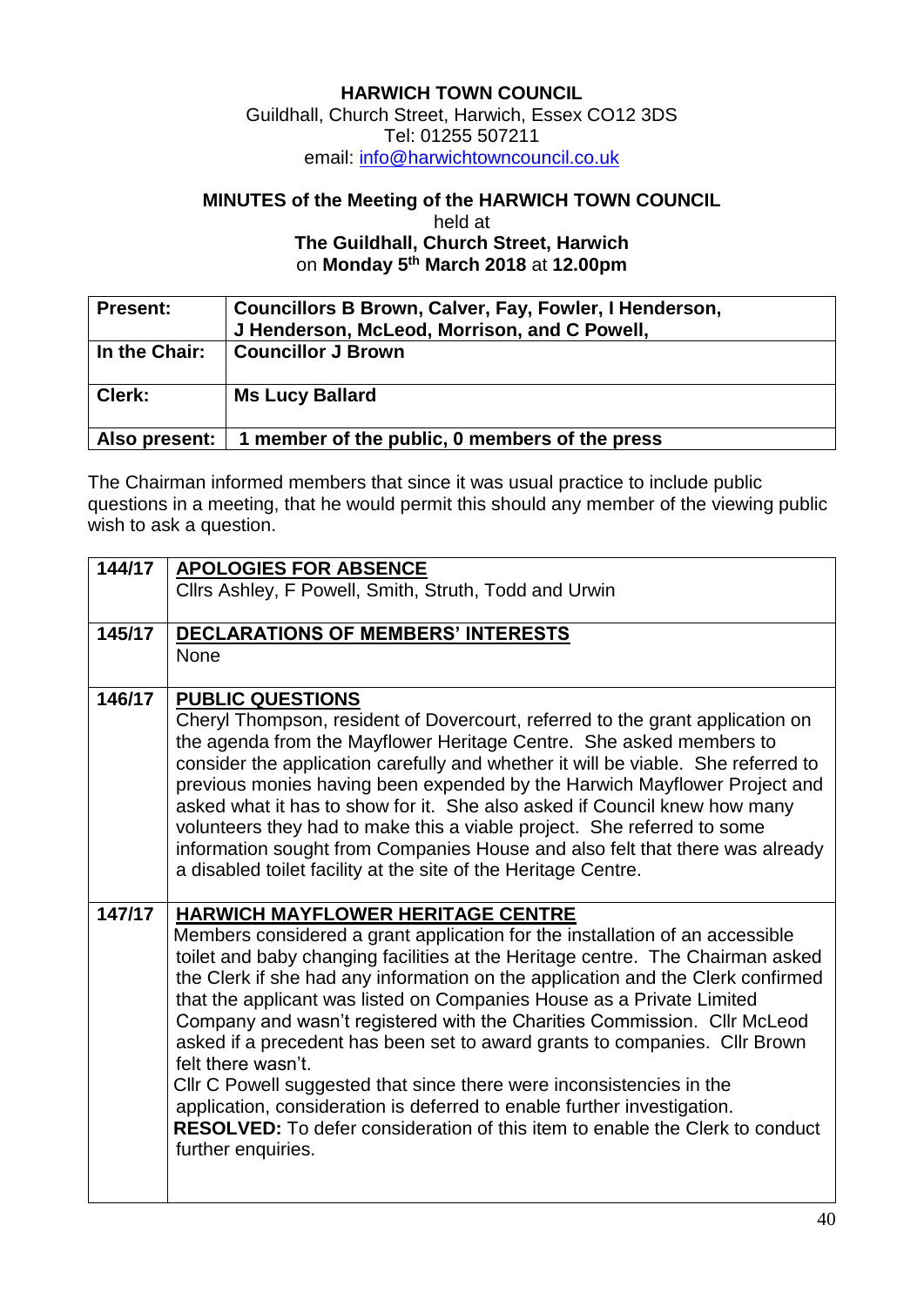**HARWICH TOWN COUNCIL**
Guildhall, Church Street, Harwich, Essex CO12 3DS
Tel: 01255 507211
email: info@harwichtowncouncil.co.uk

**MINUTES of the Meeting of the HARWICH TOWN COUNCIL**
held at
**The Guildhall, Church Street, Harwich**
on **Monday 5th March 2018** at **12.00pm**

| **Present:** | **Councillors B Brown, Calver, Fay, Fowler, I Henderson, J Henderson, McLeod, Morrison, and C Powell,** |
|---|---|
| **In the Chair:** | **Councillor J Brown** |
| **Clerk:** | **Ms Lucy Ballard** |
| **Also present:** | **1 member of the public, 0 members of the press** |

The Chairman informed members that since it was usual practice to include public questions in a meeting, that he would permit this should any member of the viewing public wish to ask a question.

| | |
|---|---|
| **144/17** | **APOLOGIES FOR ABSENCE**<br>Cllrs Ashley, F Powell, Smith, Struth, Todd and Urwin |
| **145/17** | **DECLARATIONS OF MEMBERS' INTERESTS**<br>None |
| **146/17** | **PUBLIC QUESTIONS**<br>Cheryl Thompson, resident of Dovercourt, referred to the grant application on the agenda from the Mayflower Heritage Centre. She asked members to consider the application carefully and whether it will be viable. She referred to previous monies having been expended by the Harwich Mayflower Project and asked what it has to show for it. She also asked if Council knew how many volunteers they had to make this a viable project. She referred to some information sought from Companies House and also felt that there was already a disabled toilet facility at the site of the Heritage Centre. |
| **147/17** | **HARWICH MAYFLOWER HERITAGE CENTRE**<br>Members considered a grant application for the installation of an accessible toilet and baby changing facilities at the Heritage centre. The Chairman asked the Clerk if she had any information on the application and the Clerk confirmed that the applicant was listed on Companies House as a Private Limited Company and wasn't registered with the Charities Commission. Cllr McLeod asked if a precedent has been set to award grants to companies. Cllr Brown felt there wasn't.<br>Cllr C Powell suggested that since there were inconsistencies in the application, consideration is deferred to enable further investigation.<br>**RESOLVED:** To defer consideration of this item to enable the Clerk to conduct further enquiries. |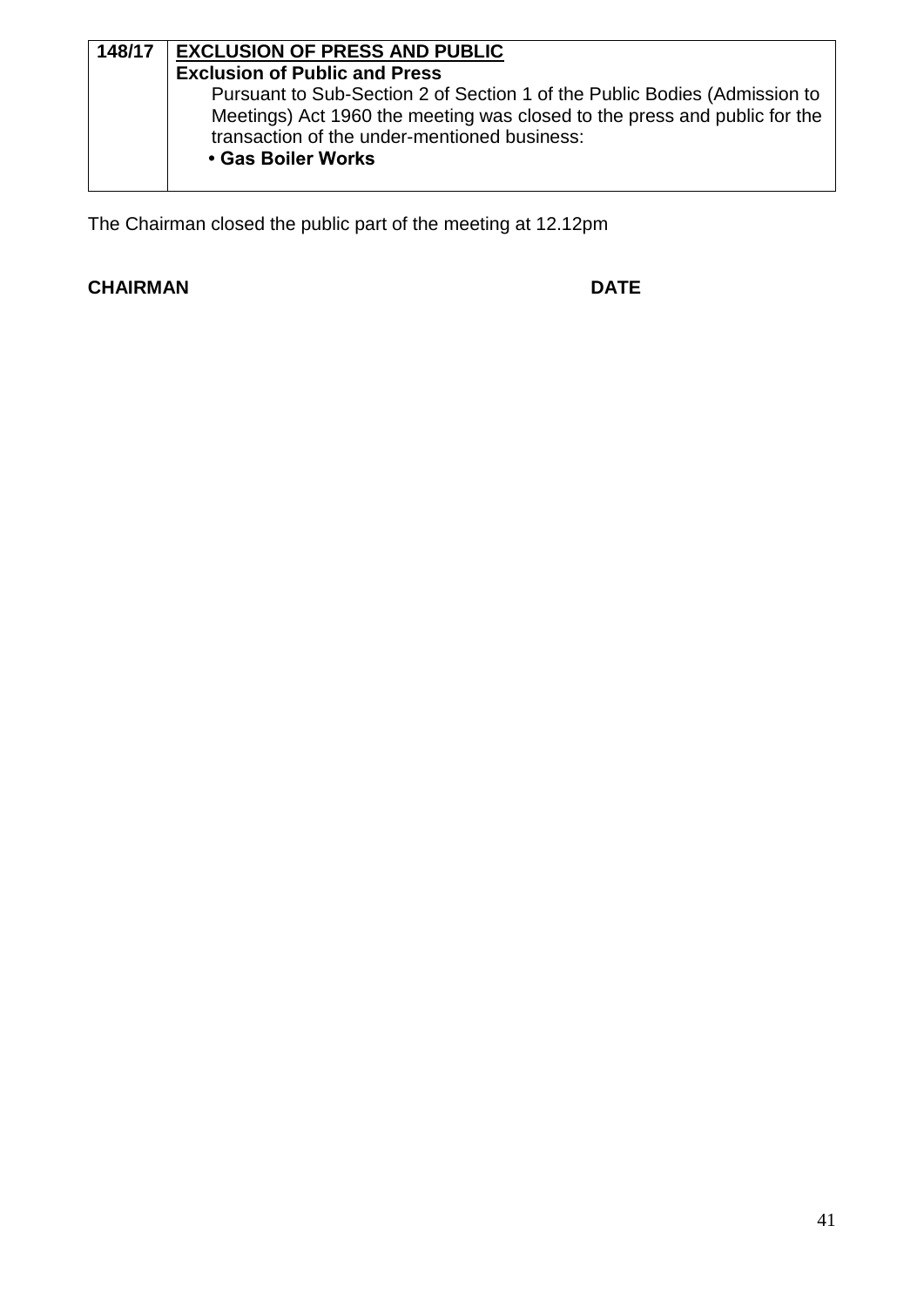| | |
|---|---|
| **148/17** | **EXCLUSION OF PRESS AND PUBLIC**<br>**Exclusion of Public and Press**<br>Pursuant to Sub-Section 2 of Section 1 of the Public Bodies (Admission to Meetings) Act 1960 the meeting was closed to the press and public for the transaction of the under-mentioned business:<br>**• Gas Boiler Works** |

The Chairman closed the public part of the meeting at 12.12pm

**CHAIRMAN** **DATE**